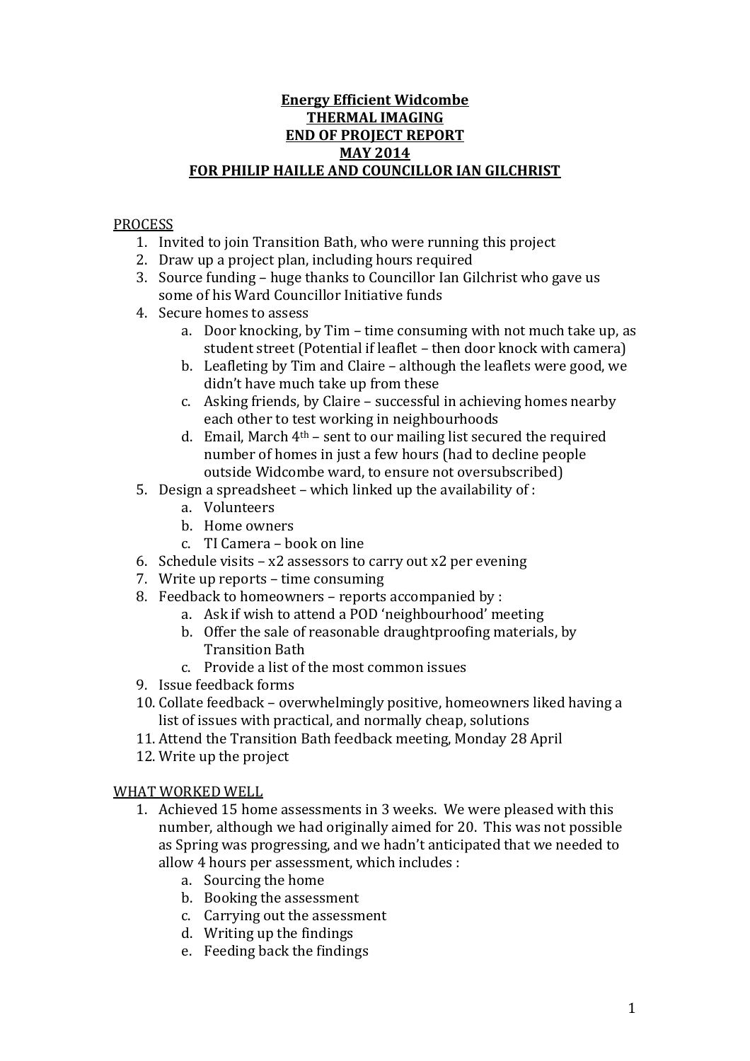# Energy Efficient Widcombe
# THERMAL IMAGING
# END OF PROJECT REPORT
# MAY 2014
# FOR PHILIP HAILLE AND COUNCILLOR IAN GILCHRIST

## PROCESS

1. Invited to join Transition Bath, who were running this project
2. Draw up a project plan, including hours required
3. Source funding – huge thanks to Councillor Ian Gilchrist who gave us some of his Ward Councillor Initiative funds
4. Secure homes to assess
   a. Door knocking, by Tim – time consuming with not much take up, as student street (Potential if leaflet – then door knock with camera)
   b. Leafleting by Tim and Claire – although the leaflets were good, we didn't have much take up from these
   c. Asking friends, by Claire – successful in achieving homes nearby each other to test working in neighbourhoods
   d. Email, March 4th – sent to our mailing list secured the required number of homes in just a few hours (had to decline people outside Widcombe ward, to ensure not oversubscribed)
5. Design a spreadsheet – which linked up the availability of :
   a. Volunteers
   b. Home owners
   c. TI Camera – book on line
6. Schedule visits – x2 assessors to carry out x2 per evening
7. Write up reports – time consuming
8. Feedback to homeowners – reports accompanied by :
   a. Ask if wish to attend a POD 'neighbourhood' meeting
   b. Offer the sale of reasonable draughtproofing materials, by Transition Bath
   c. Provide a list of the most common issues
9. Issue feedback forms
10. Collate feedback – overwhelmingly positive, homeowners liked having a list of issues with practical, and normally cheap, solutions
11. Attend the Transition Bath feedback meeting, Monday 28 April
12. Write up the project

## WHAT WORKED WELL

1. Achieved 15 home assessments in 3 weeks. We were pleased with this number, although we had originally aimed for 20. This was not possible as Spring was progressing, and we hadn't anticipated that we needed to allow 4 hours per assessment, which includes :
   a. Sourcing the home
   b. Booking the assessment
   c. Carrying out the assessment
   d. Writing up the findings
   e. Feeding back the findings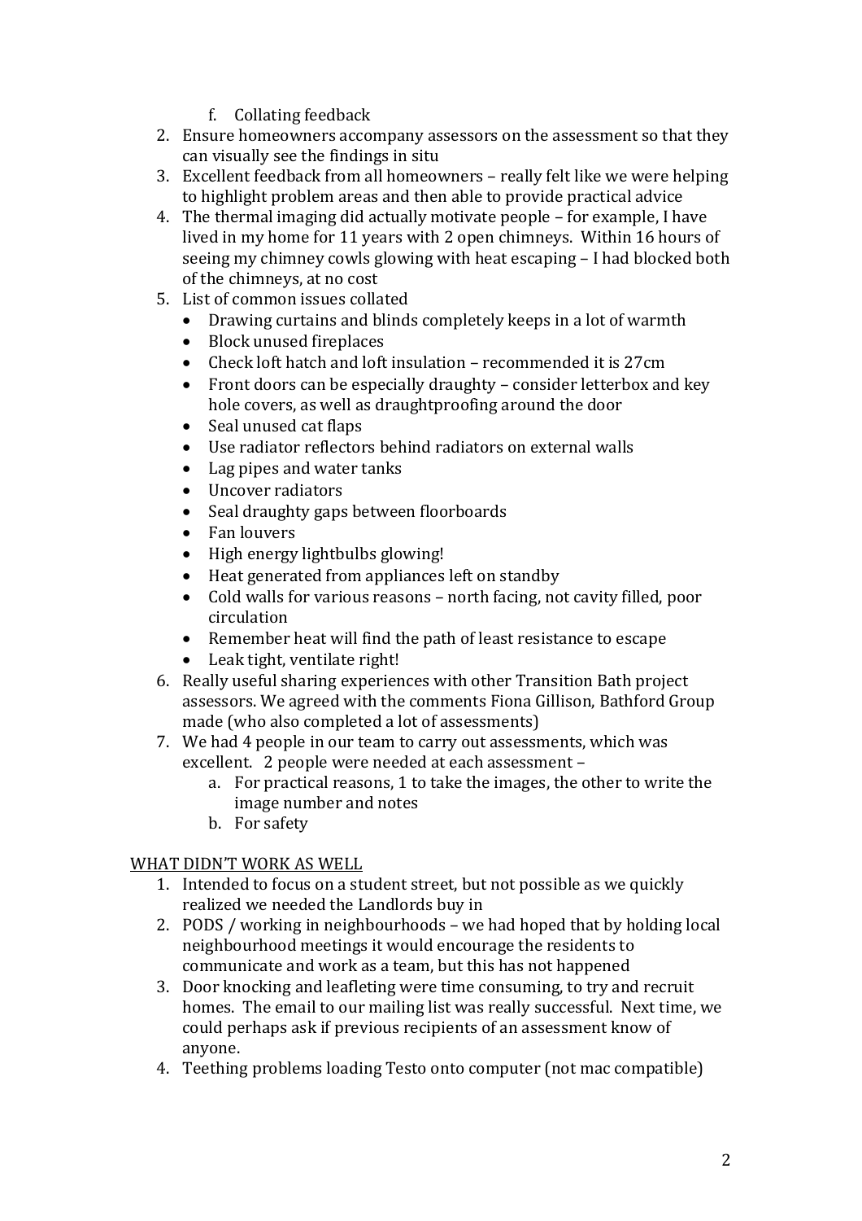f. Collating feedback

2. Ensure homeowners accompany assessors on the assessment so that they can visually see the findings in situ
3. Excellent feedback from all homeowners – really felt like we were helping to highlight problem areas and then able to provide practical advice
4. The thermal imaging did actually motivate people – for example, I have lived in my home for 11 years with 2 open chimneys. Within 16 hours of seeing my chimney cowls glowing with heat escaping – I had blocked both of the chimneys, at no cost
5. List of common issues collated
   - Drawing curtains and blinds completely keeps in a lot of warmth
   - Block unused fireplaces
   - Check loft hatch and loft insulation – recommended it is 27cm
   - Front doors can be especially draughty – consider letterbox and key hole covers, as well as draughtproofing around the door
   - Seal unused cat flaps
   - Use radiator reflectors behind radiators on external walls
   - Lag pipes and water tanks
   - Uncover radiators
   - Seal draughty gaps between floorboards
   - Fan louvers
   - High energy lightbulbs glowing!
   - Heat generated from appliances left on standby
   - Cold walls for various reasons – north facing, not cavity filled, poor circulation
   - Remember heat will find the path of least resistance to escape
   - Leak tight, ventilate right!
6. Really useful sharing experiences with other Transition Bath project assessors. We agreed with the comments Fiona Gillison, Bathford Group made (who also completed a lot of assessments)
7. We had 4 people in our team to carry out assessments, which was excellent. 2 people were needed at each assessment –
   a. For practical reasons, 1 to take the images, the other to write the image number and notes
   b. For safety

<u>WHAT DIDN'T WORK AS WELL</u>

1. Intended to focus on a student street, but not possible as we quickly realized we needed the Landlords buy in
2. PODS / working in neighbourhoods – we had hoped that by holding local neighbourhood meetings it would encourage the residents to communicate and work as a team, but this has not happened
3. Door knocking and leafleting were time consuming, to try and recruit homes. The email to our mailing list was really successful. Next time, we could perhaps ask if previous recipients of an assessment know of anyone.
4. Teething problems loading Testo onto computer (not mac compatible)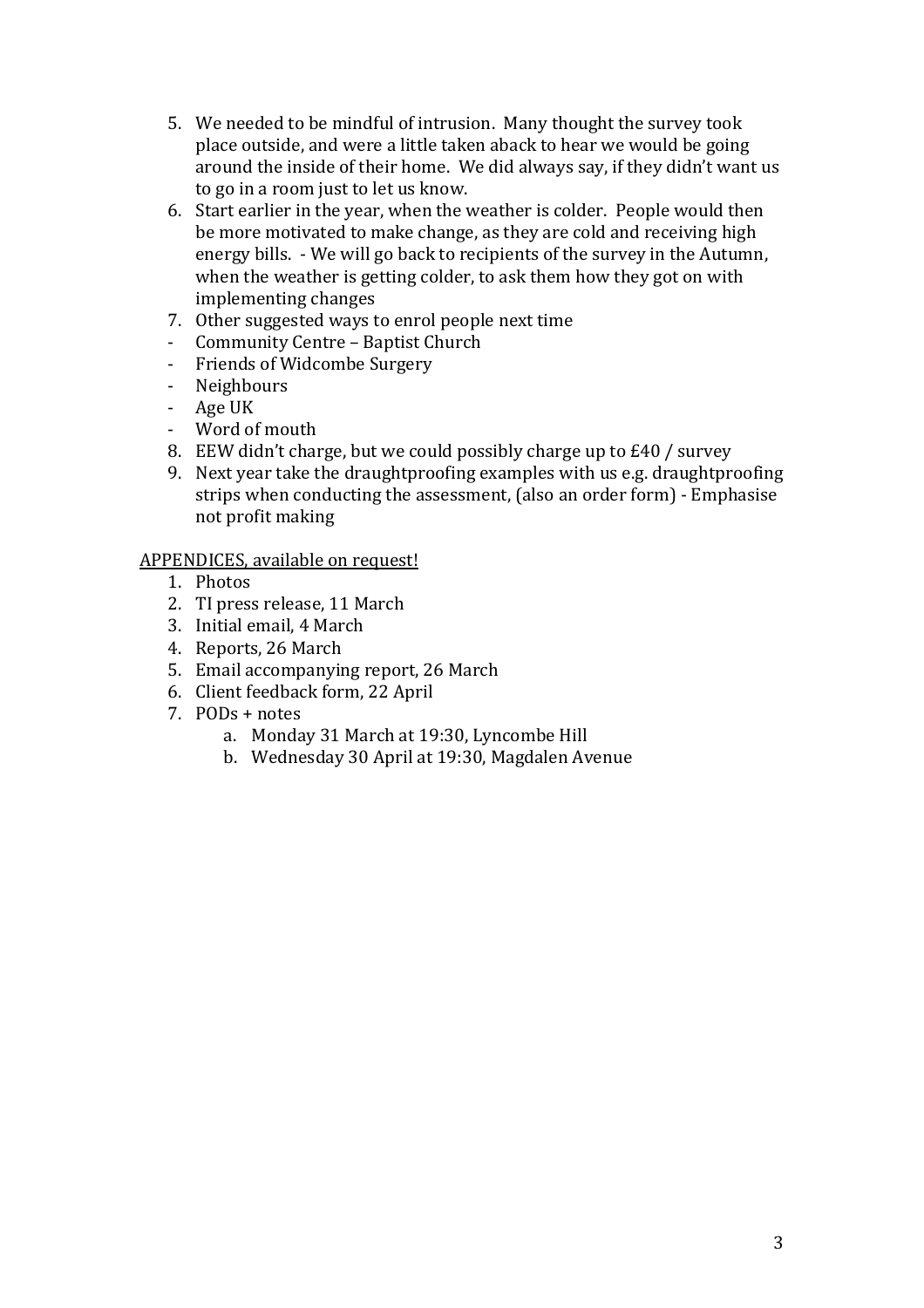5. We needed to be mindful of intrusion. Many thought the survey took place outside, and were a little taken aback to hear we would be going around the inside of their home. We did always say, if they didn't want us to go in a room just to let us know.
6. Start earlier in the year, when the weather is colder. People would then be more motivated to make change, as they are cold and receiving high energy bills. - We will go back to recipients of the survey in the Autumn, when the weather is getting colder, to ask them how they got on with implementing changes
7. Other suggested ways to enrol people next time
   - Community Centre – Baptist Church
   - Friends of Widcombe Surgery
   - Neighbours
   - Age UK
   - Word of mouth
8. EEW didn't charge, but we could possibly charge up to £40 / survey
9. Next year take the draughtproofing examples with us e.g. draughtproofing strips when conducting the assessment, (also an order form) - Emphasise not profit making

<u>APPENDICES, available on request!</u>

1. Photos
2. TI press release, 11 March
3. Initial email, 4 March
4. Reports, 26 March
5. Email accompanying report, 26 March
6. Client feedback form, 22 April
7. PODs + notes
   a. Monday 31 March at 19:30, Lyncombe Hill
   b. Wednesday 30 April at 19:30, Magdalen Avenue